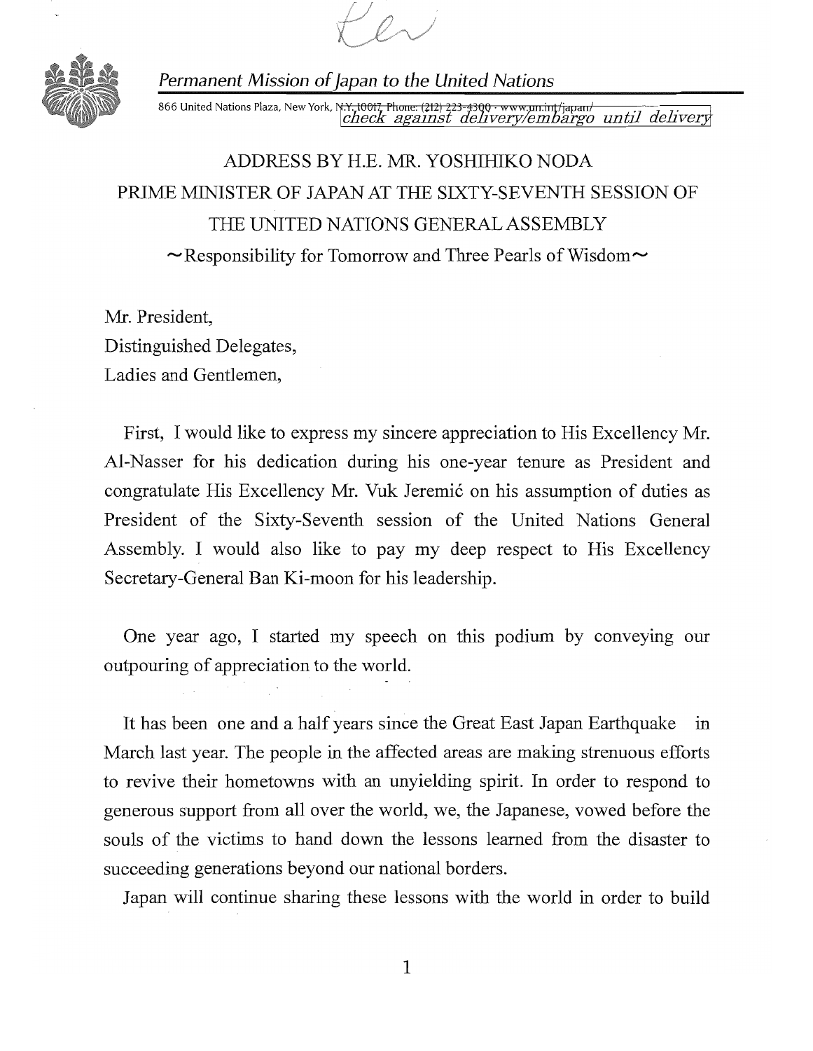*Permanent Mission of Japan to the United Nations*

866 United Nations Plaza, New York, N.Y. 10017, Phone: (212) 223-4300 · www.un.int/japan/

*check against delivery/embargo until delivery*

# ADDRESS BY H.E. MR. YOSHIHIKO NODA PRIME MINISTER OF JAPAN AT THE SIXTY-SEVENTH SESSION OF THE UNITED NATIONS GENERAL ASSEMBLY

## ～Responsibility for Tomorrow and Three Pearls of Wisdom～

Mr. President,
Distinguished Delegates,
Ladies and Gentlemen,

First, I would like to express my sincere appreciation to His Excellency Mr. Al-Nasser for his dedication during his one-year tenure as President and congratulate His Excellency Mr. Vuk Jeremić on his assumption of duties as President of the Sixty-Seventh session of the United Nations General Assembly. I would also like to pay my deep respect to His Excellency Secretary-General Ban Ki-moon for his leadership.

One year ago, I started my speech on this podium by conveying our outpouring of appreciation to the world.

It has been one and a half years since the Great East Japan Earthquake in March last year. The people in the affected areas are making strenuous efforts to revive their hometowns with an unyielding spirit. In order to respond to generous support from all over the world, we, the Japanese, vowed before the souls of the victims to hand down the lessons learned from the disaster to succeeding generations beyond our national borders.

Japan will continue sharing these lessons with the world in order to build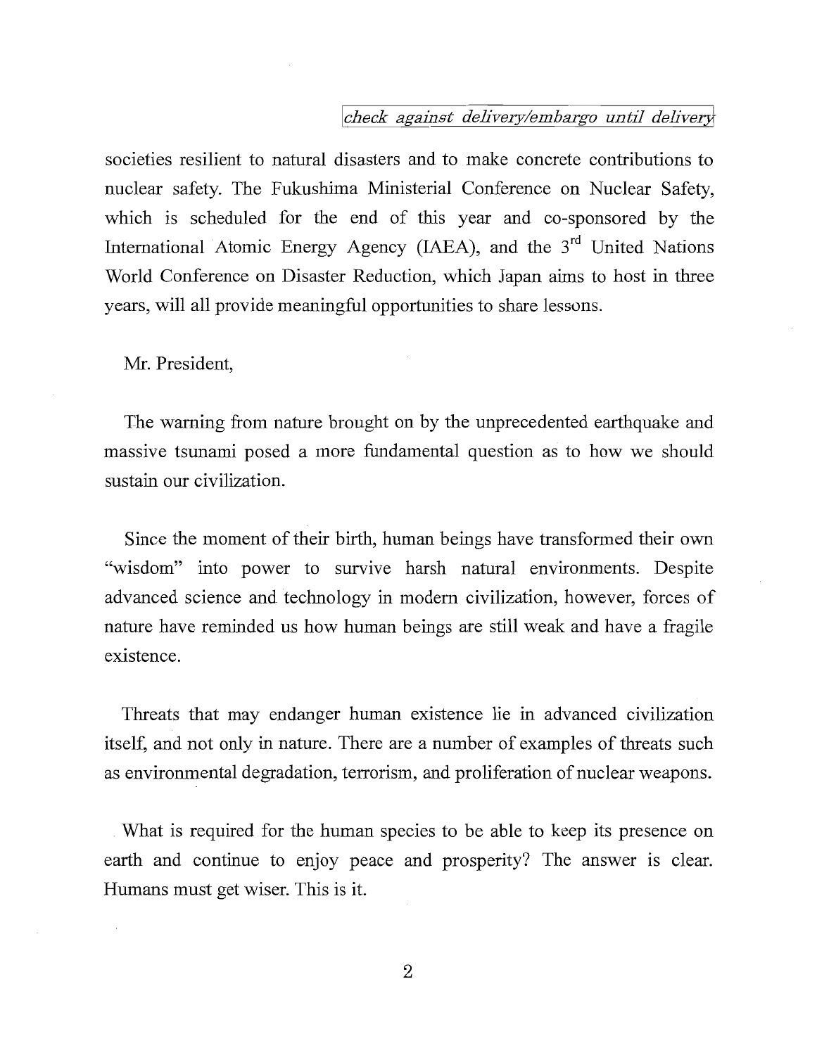societies resilient to natural disasters and to make concrete contributions to nuclear safety. The Fukushima Ministerial Conference on Nuclear Safety, which is scheduled for the end of this year and co-sponsored by the International Atomic Energy Agency (IAEA), and the 3rd United Nations World Conference on Disaster Reduction, which Japan aims to host in three years, will all provide meaningful opportunities to share lessons.

Mr. President,

The warning from nature brought on by the unprecedented earthquake and massive tsunami posed a more fundamental question as to how we should sustain our civilization.

Since the moment of their birth, human beings have transformed their own "wisdom" into power to survive harsh natural environments. Despite advanced science and technology in modern civilization, however, forces of nature have reminded us how human beings are still weak and have a fragile existence.

Threats that may endanger human existence lie in advanced civilization itself, and not only in nature. There are a number of examples of threats such as environmental degradation, terrorism, and proliferation of nuclear weapons.

What is required for the human species to be able to keep its presence on earth and continue to enjoy peace and prosperity? The answer is clear. Humans must get wiser. This is it.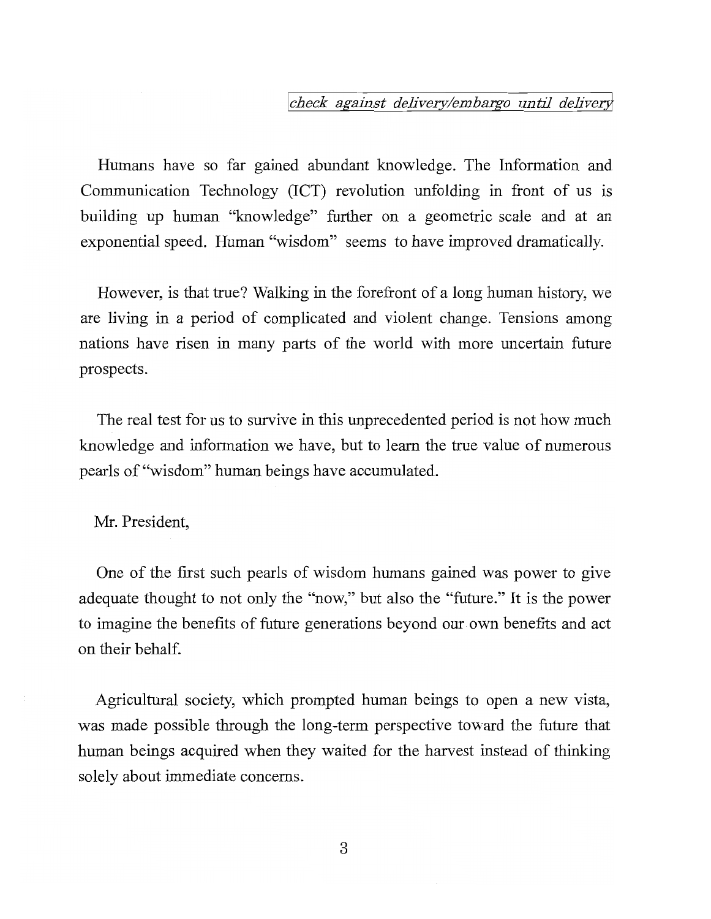*check against delivery/embargo until delivery*

Humans have so far gained abundant knowledge. The Information and Communication Technology (ICT) revolution unfolding in front of us is building up human "knowledge" further on a geometric scale and at an exponential speed. Human "wisdom" seems to have improved dramatically.

However, is that true? Walking in the forefront of a long human history, we are living in a period of complicated and violent change. Tensions among nations have risen in many parts of the world with more uncertain future prospects.

The real test for us to survive in this unprecedented period is not how much knowledge and information we have, but to learn the true value of numerous pearls of "wisdom" human beings have accumulated.

Mr. President,

One of the first such pearls of wisdom humans gained was power to give adequate thought to not only the "now," but also the "future." It is the power to imagine the benefits of future generations beyond our own benefits and act on their behalf.

Agricultural society, which prompted human beings to open a new vista, was made possible through the long-term perspective toward the future that human beings acquired when they waited for the harvest instead of thinking solely about immediate concerns.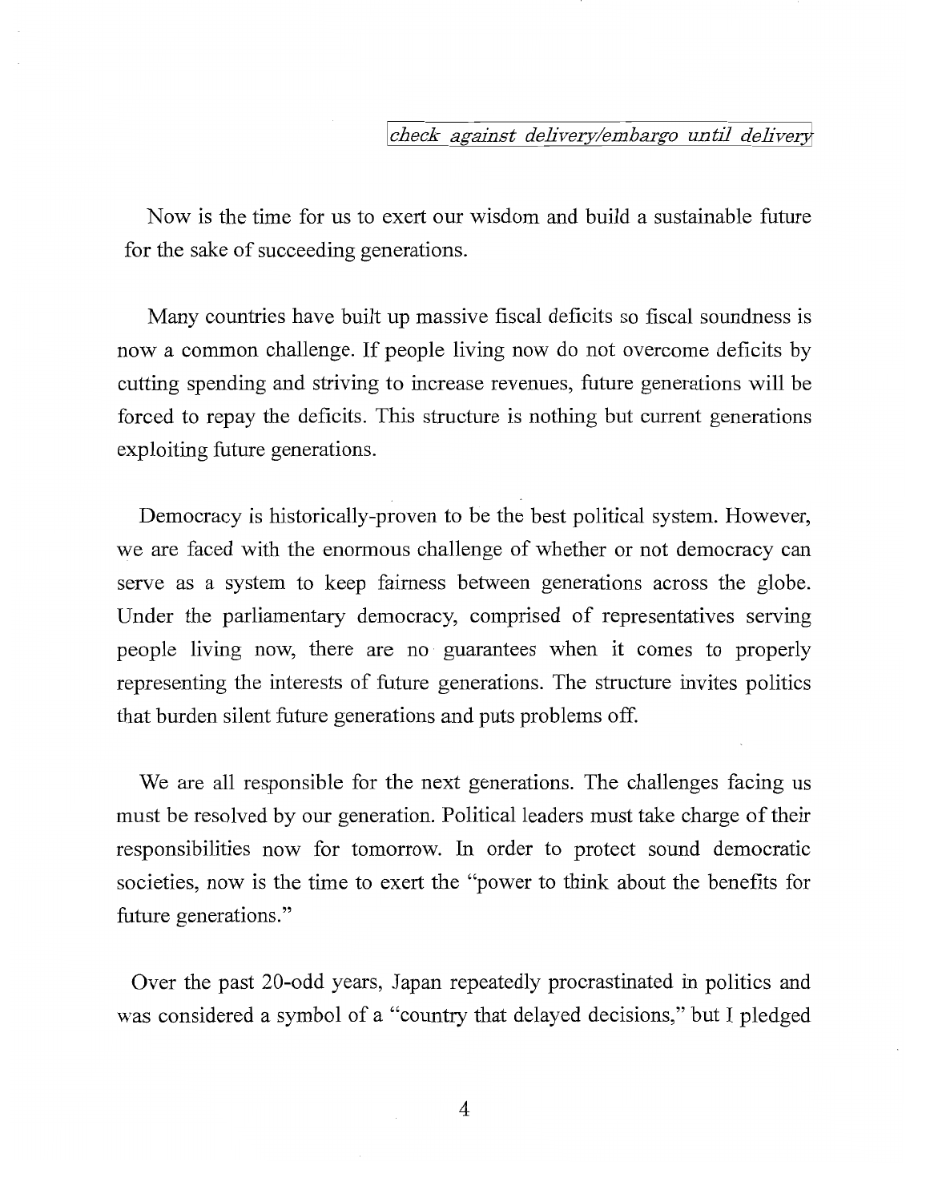*check against delivery/embargo until delivery*

Now is the time for us to exert our wisdom and build a sustainable future for the sake of succeeding generations.

Many countries have built up massive fiscal deficits so fiscal soundness is now a common challenge. If people living now do not overcome deficits by cutting spending and striving to increase revenues, future generations will be forced to repay the deficits. This structure is nothing but current generations exploiting future generations.

Democracy is historically-proven to be the best political system. However, we are faced with the enormous challenge of whether or not democracy can serve as a system to keep fairness between generations across the globe. Under the parliamentary democracy, comprised of representatives serving people living now, there are no guarantees when it comes to properly representing the interests of future generations. The structure invites politics that burden silent future generations and puts problems off.

We are all responsible for the next generations. The challenges facing us must be resolved by our generation. Political leaders must take charge of their responsibilities now for tomorrow. In order to protect sound democratic societies, now is the time to exert the "power to think about the benefits for future generations."

Over the past 20-odd years, Japan repeatedly procrastinated in politics and was considered a symbol of a "country that delayed decisions," but I pledged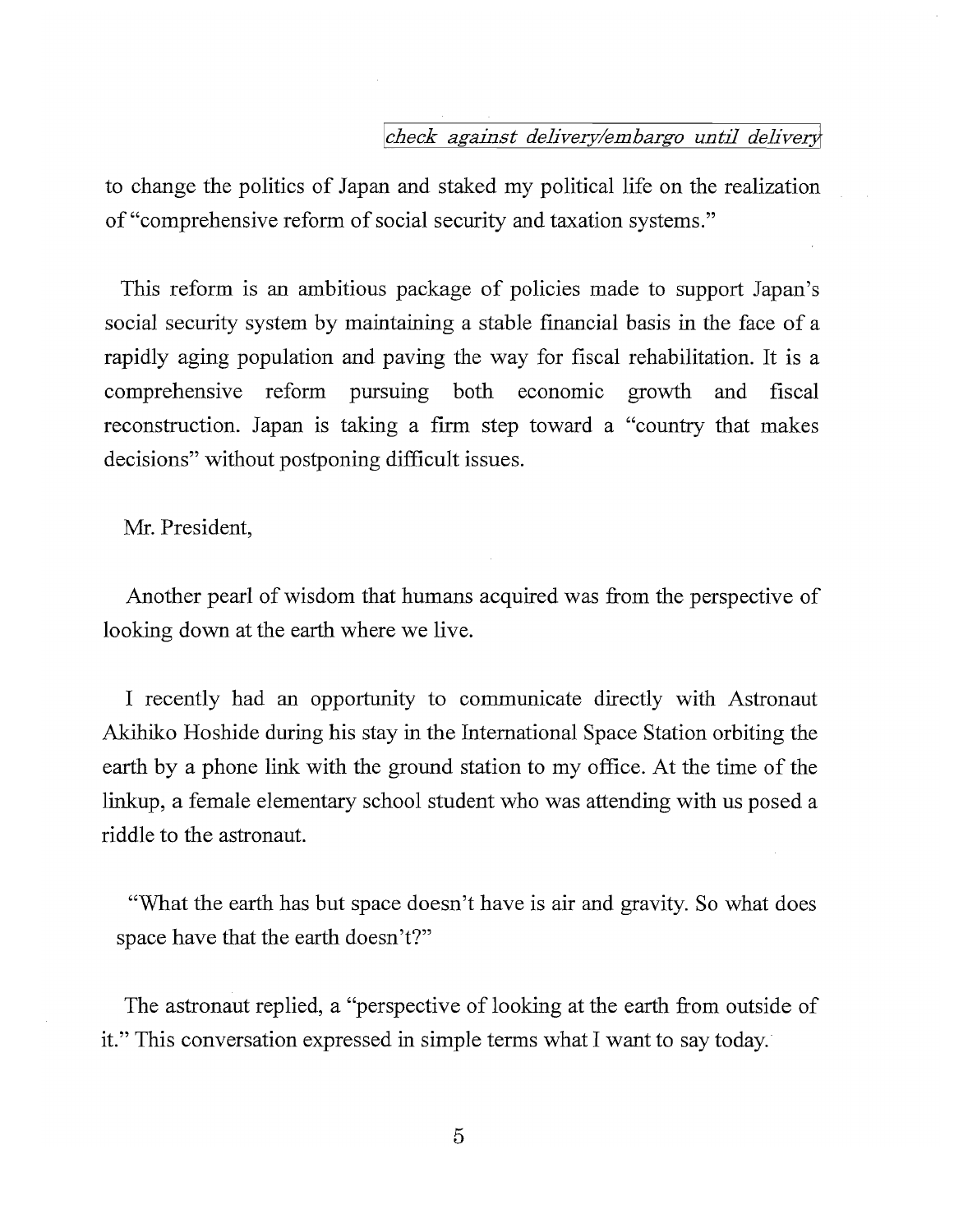to change the politics of Japan and staked my political life on the realization of "comprehensive reform of social security and taxation systems."

This reform is an ambitious package of policies made to support Japan's social security system by maintaining a stable financial basis in the face of a rapidly aging population and paving the way for fiscal rehabilitation. It is a comprehensive reform pursuing both economic growth and fiscal reconstruction. Japan is taking a firm step toward a "country that makes decisions" without postponing difficult issues.

Mr. President,

Another pearl of wisdom that humans acquired was from the perspective of looking down at the earth where we live.

I recently had an opportunity to communicate directly with Astronaut Akihiko Hoshide during his stay in the International Space Station orbiting the earth by a phone link with the ground station to my office. At the time of the linkup, a female elementary school student who was attending with us posed a riddle to the astronaut.

"What the earth has but space doesn't have is air and gravity. So what does space have that the earth doesn't?"

The astronaut replied, a "perspective of looking at the earth from outside of it." This conversation expressed in simple terms what I want to say today.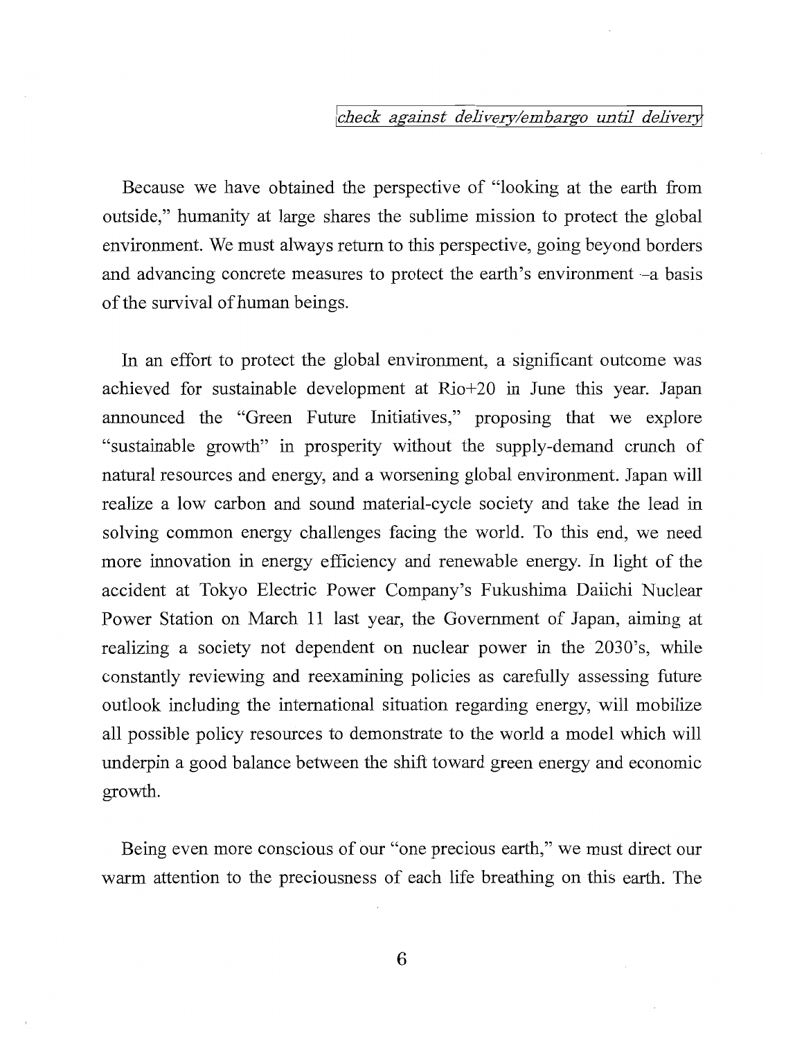Because we have obtained the perspective of "looking at the earth from outside," humanity at large shares the sublime mission to protect the global environment. We must always return to this perspective, going beyond borders and advancing concrete measures to protect the earth's environment –a basis of the survival of human beings.

In an effort to protect the global environment, a significant outcome was achieved for sustainable development at Rio+20 in June this year. Japan announced the "Green Future Initiatives," proposing that we explore "sustainable growth" in prosperity without the supply-demand crunch of natural resources and energy, and a worsening global environment. Japan will realize a low carbon and sound material-cycle society and take the lead in solving common energy challenges facing the world. To this end, we need more innovation in energy efficiency and renewable energy. In light of the accident at Tokyo Electric Power Company's Fukushima Daiichi Nuclear Power Station on March 11 last year, the Government of Japan, aiming at realizing a society not dependent on nuclear power in the 2030's, while constantly reviewing and reexamining policies as carefully assessing future outlook including the international situation regarding energy, will mobilize all possible policy resources to demonstrate to the world a model which will underpin a good balance between the shift toward green energy and economic growth.

Being even more conscious of our "one precious earth," we must direct our warm attention to the preciousness of each life breathing on this earth. The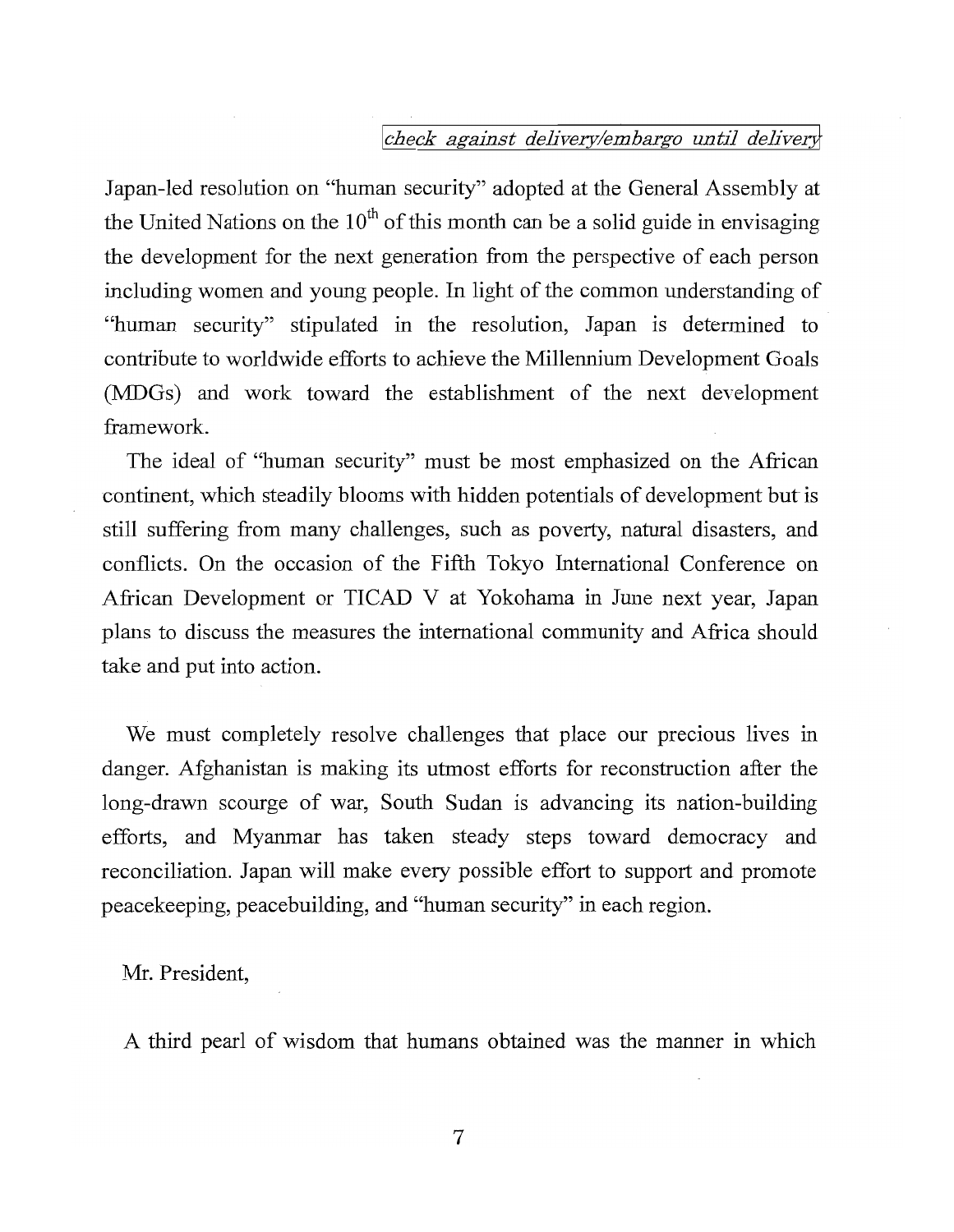Japan-led resolution on "human security" adopted at the General Assembly at the United Nations on the $10^{th}$ of this month can be a solid guide in envisaging the development for the next generation from the perspective of each person including women and young people. In light of the common understanding of "human security" stipulated in the resolution, Japan is determined to contribute to worldwide efforts to achieve the Millennium Development Goals (MDGs) and work toward the establishment of the next development framework.

The ideal of "human security" must be most emphasized on the African continent, which steadily blooms with hidden potentials of development but is still suffering from many challenges, such as poverty, natural disasters, and conflicts. On the occasion of the Fifth Tokyo International Conference on African Development or TICAD V at Yokohama in June next year, Japan plans to discuss the measures the international community and Africa should take and put into action.

We must completely resolve challenges that place our precious lives in danger. Afghanistan is making its utmost efforts for reconstruction after the long-drawn scourge of war, South Sudan is advancing its nation-building efforts, and Myanmar has taken steady steps toward democracy and reconciliation. Japan will make every possible effort to support and promote peacekeeping, peacebuilding, and "human security" in each region.

Mr. President,

A third pearl of wisdom that humans obtained was the manner in which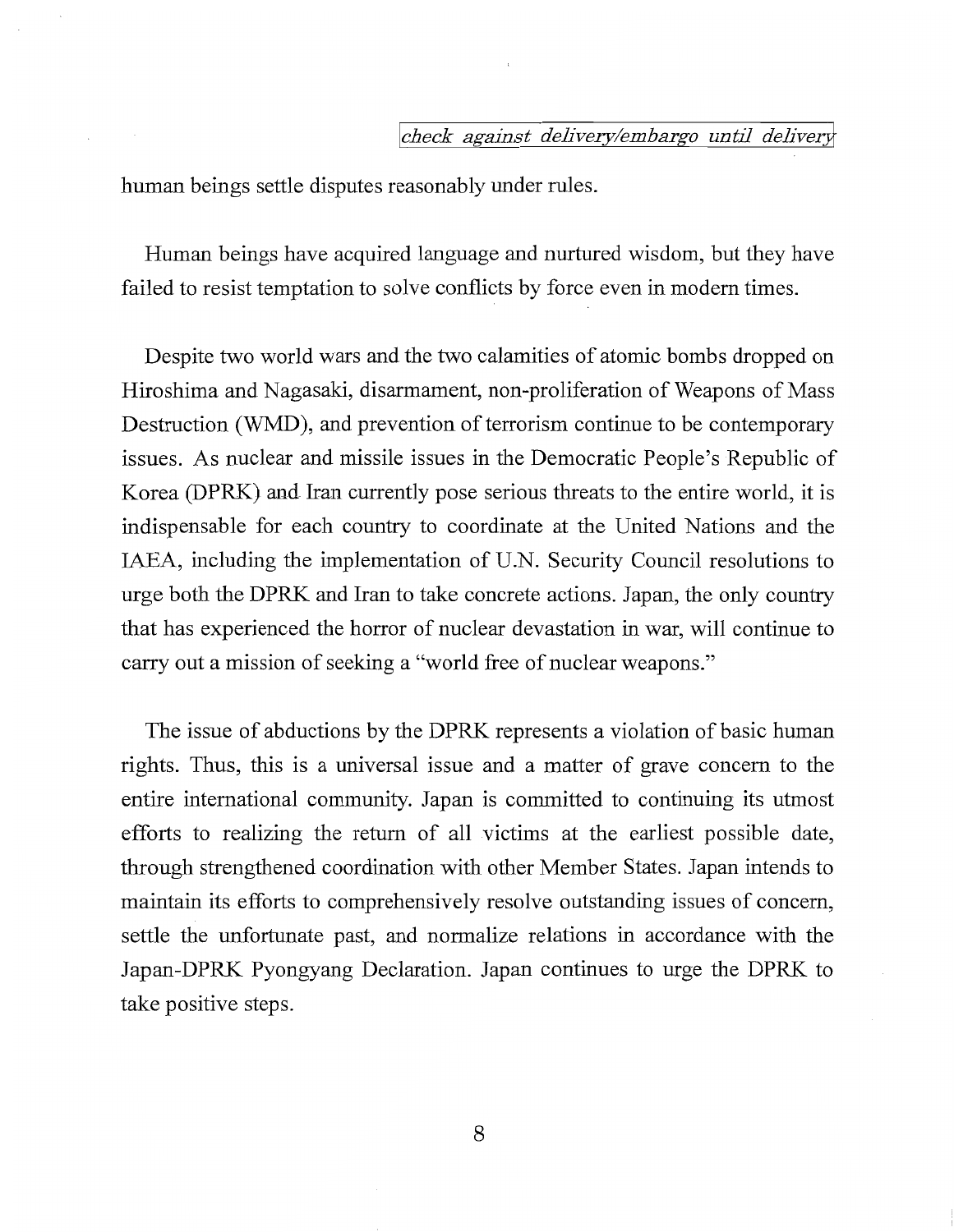human beings settle disputes reasonably under rules.

Human beings have acquired language and nurtured wisdom, but they have failed to resist temptation to solve conflicts by force even in modern times.

Despite two world wars and the two calamities of atomic bombs dropped on Hiroshima and Nagasaki, disarmament, non-proliferation of Weapons of Mass Destruction (WMD), and prevention of terrorism continue to be contemporary issues. As nuclear and missile issues in the Democratic People's Republic of Korea (DPRK) and Iran currently pose serious threats to the entire world, it is indispensable for each country to coordinate at the United Nations and the IAEA, including the implementation of U.N. Security Council resolutions to urge both the DPRK and Iran to take concrete actions. Japan, the only country that has experienced the horror of nuclear devastation in war, will continue to carry out a mission of seeking a "world free of nuclear weapons."

The issue of abductions by the DPRK represents a violation of basic human rights. Thus, this is a universal issue and a matter of grave concern to the entire international community. Japan is committed to continuing its utmost efforts to realizing the return of all victims at the earliest possible date, through strengthened coordination with other Member States. Japan intends to maintain its efforts to comprehensively resolve outstanding issues of concern, settle the unfortunate past, and normalize relations in accordance with the Japan-DPRK Pyongyang Declaration. Japan continues to urge the DPRK to take positive steps.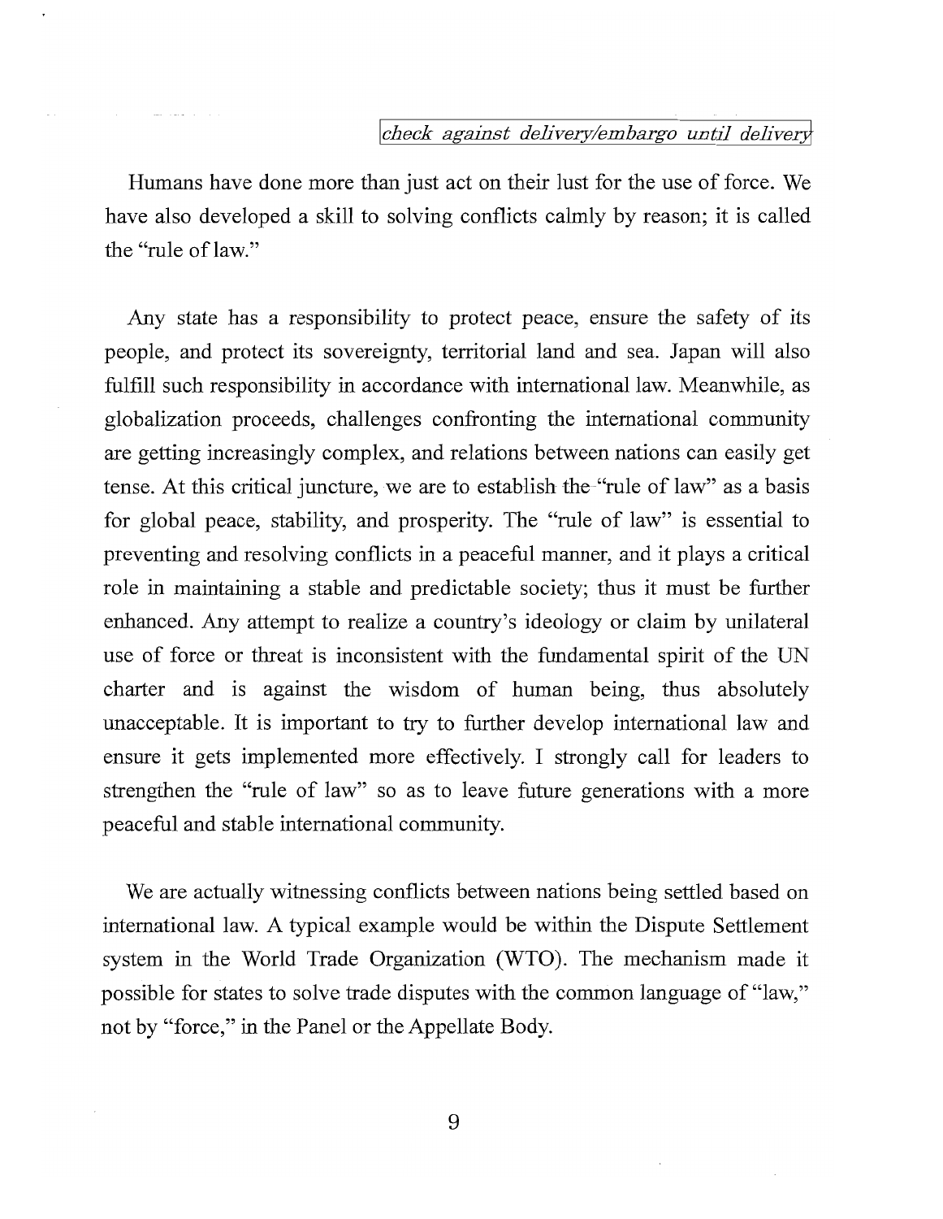*check against delivery/embargo until delivery*

Humans have done more than just act on their lust for the use of force. We have also developed a skill to solving conflicts calmly by reason; it is called the "rule of law."

Any state has a responsibility to protect peace, ensure the safety of its people, and protect its sovereignty, territorial land and sea. Japan will also fulfill such responsibility in accordance with international law. Meanwhile, as globalization proceeds, challenges confronting the international community are getting increasingly complex, and relations between nations can easily get tense. At this critical juncture, we are to establish the "rule of law" as a basis for global peace, stability, and prosperity. The "rule of law" is essential to preventing and resolving conflicts in a peaceful manner, and it plays a critical role in maintaining a stable and predictable society; thus it must be further enhanced. Any attempt to realize a country's ideology or claim by unilateral use of force or threat is inconsistent with the fundamental spirit of the UN charter and is against the wisdom of human being, thus absolutely unacceptable. It is important to try to further develop international law and ensure it gets implemented more effectively. I strongly call for leaders to strengthen the "rule of law" so as to leave future generations with a more peaceful and stable international community.

We are actually witnessing conflicts between nations being settled based on international law. A typical example would be within the Dispute Settlement system in the World Trade Organization (WTO). The mechanism made it possible for states to solve trade disputes with the common language of "law," not by "force," in the Panel or the Appellate Body.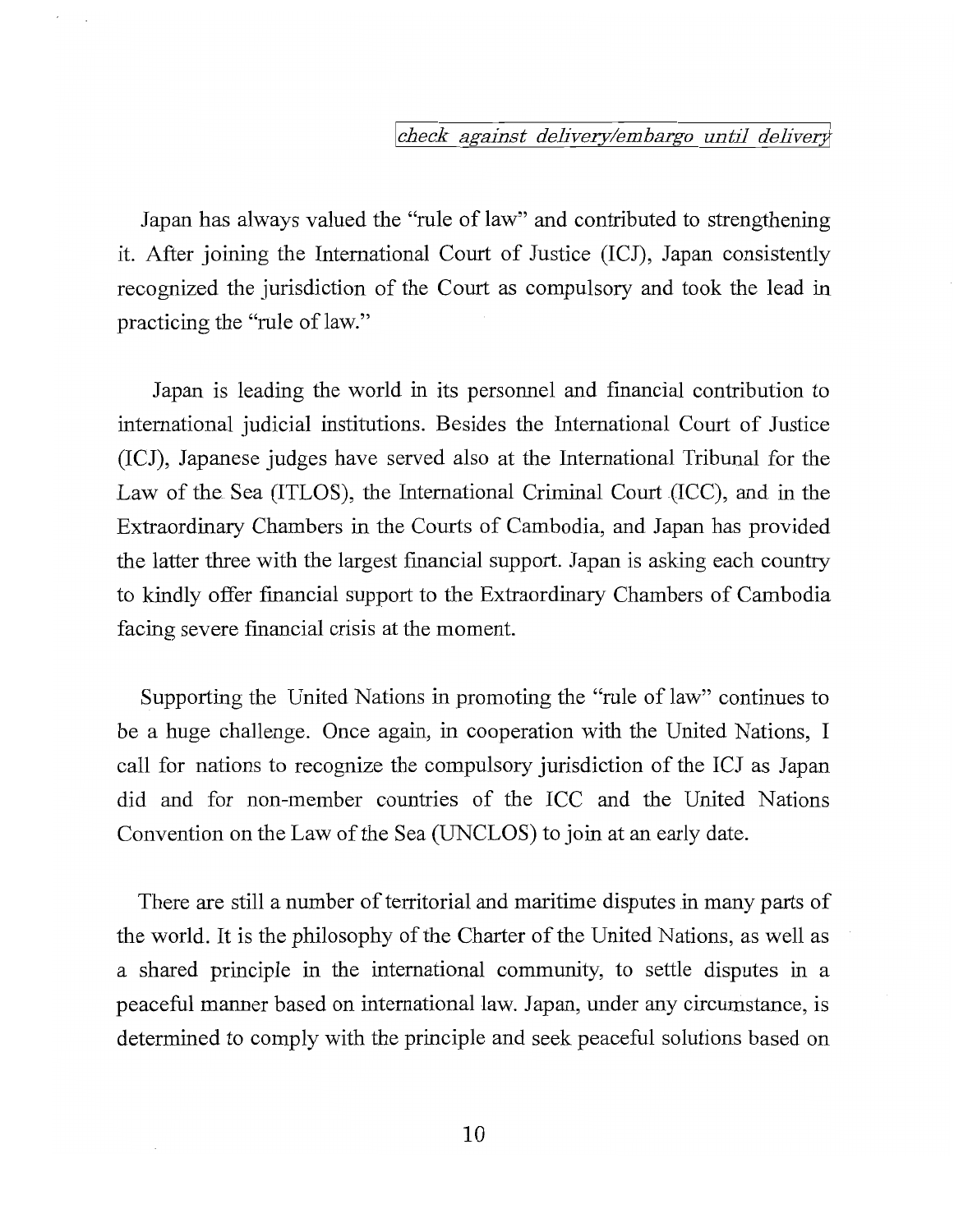*check against delivery/embargo until delivery*

Japan has always valued the "rule of law" and contributed to strengthening it. After joining the International Court of Justice (ICJ), Japan consistently recognized the jurisdiction of the Court as compulsory and took the lead in practicing the "rule of law."

Japan is leading the world in its personnel and financial contribution to international judicial institutions. Besides the International Court of Justice (ICJ), Japanese judges have served also at the International Tribunal for the Law of the Sea (ITLOS), the International Criminal Court (ICC), and in the Extraordinary Chambers in the Courts of Cambodia, and Japan has provided the latter three with the largest financial support. Japan is asking each country to kindly offer financial support to the Extraordinary Chambers of Cambodia facing severe financial crisis at the moment.

Supporting the United Nations in promoting the "rule of law" continues to be a huge challenge. Once again, in cooperation with the United Nations, I call for nations to recognize the compulsory jurisdiction of the ICJ as Japan did and for non-member countries of the ICC and the United Nations Convention on the Law of the Sea (UNCLOS) to join at an early date.

There are still a number of territorial and maritime disputes in many parts of the world. It is the philosophy of the Charter of the United Nations, as well as a shared principle in the international community, to settle disputes in a peaceful manner based on international law. Japan, under any circumstance, is determined to comply with the principle and seek peaceful solutions based on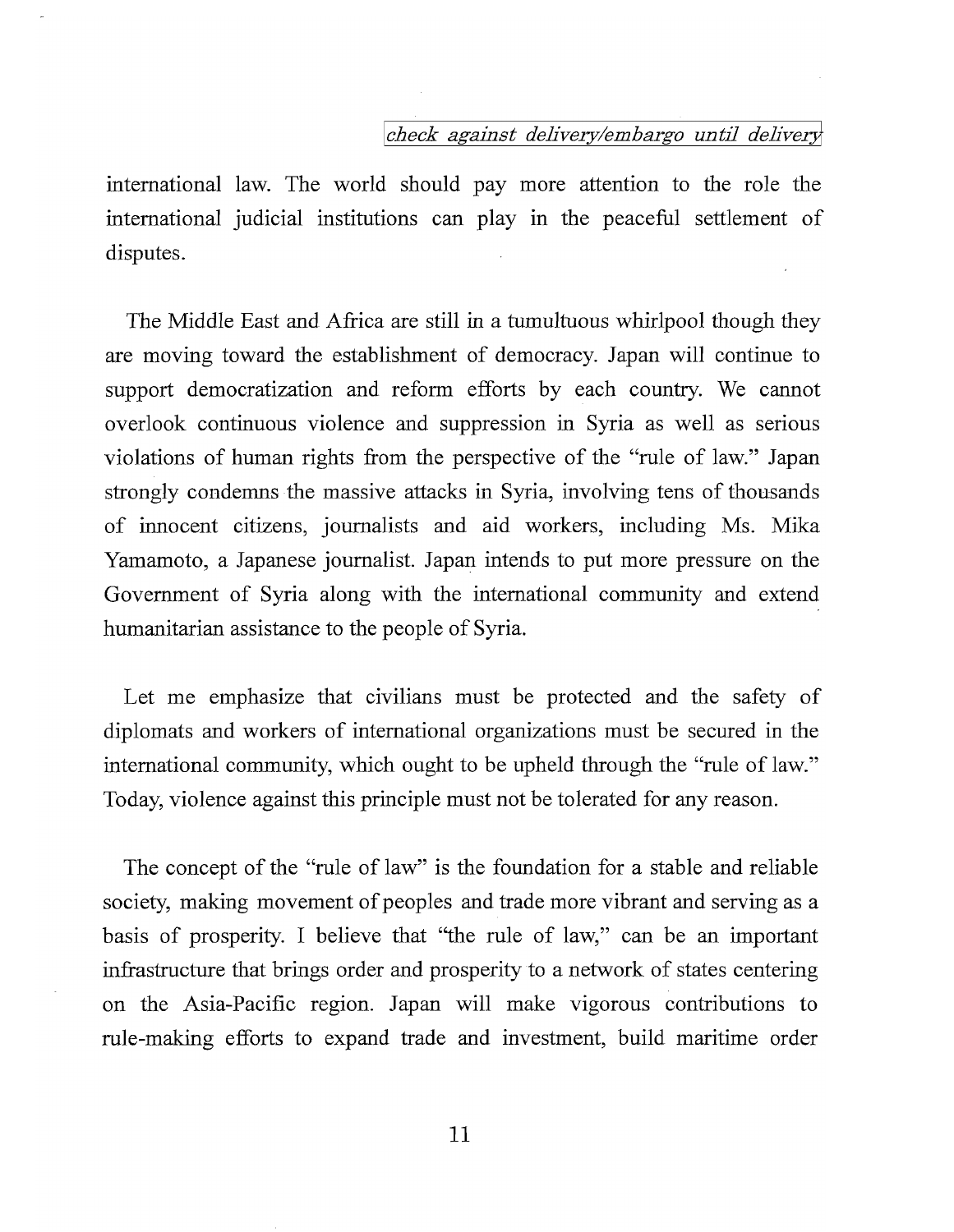international law. The world should pay more attention to the role the international judicial institutions can play in the peaceful settlement of disputes.

The Middle East and Africa are still in a tumultuous whirlpool though they are moving toward the establishment of democracy. Japan will continue to support democratization and reform efforts by each country. We cannot overlook continuous violence and suppression in Syria as well as serious violations of human rights from the perspective of the "rule of law." Japan strongly condemns the massive attacks in Syria, involving tens of thousands of innocent citizens, journalists and aid workers, including Ms. Mika Yamamoto, a Japanese journalist. Japan intends to put more pressure on the Government of Syria along with the international community and extend humanitarian assistance to the people of Syria.

Let me emphasize that civilians must be protected and the safety of diplomats and workers of international organizations must be secured in the international community, which ought to be upheld through the "rule of law." Today, violence against this principle must not be tolerated for any reason.

The concept of the "rule of law" is the foundation for a stable and reliable society, making movement of peoples and trade more vibrant and serving as a basis of prosperity. I believe that "the rule of law," can be an important infrastructure that brings order and prosperity to a network of states centering on the Asia-Pacific region. Japan will make vigorous contributions to rule-making efforts to expand trade and investment, build maritime order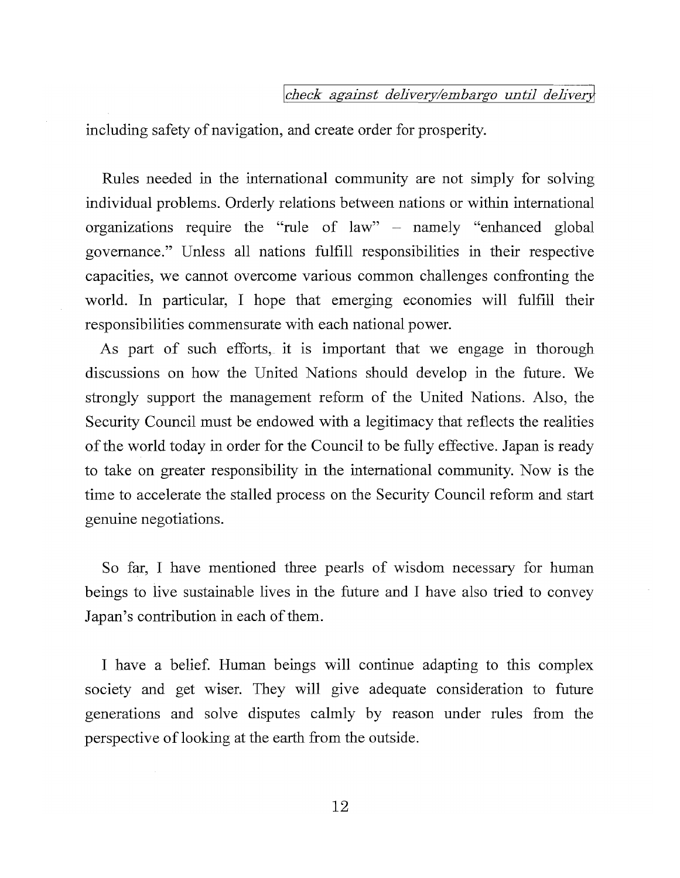including safety of navigation, and create order for prosperity.

Rules needed in the international community are not simply for solving individual problems. Orderly relations between nations or within international organizations require the "rule of law" – namely "enhanced global governance." Unless all nations fulfill responsibilities in their respective capacities, we cannot overcome various common challenges confronting the world. In particular, I hope that emerging economies will fulfill their responsibilities commensurate with each national power.

As part of such efforts, it is important that we engage in thorough discussions on how the United Nations should develop in the future. We strongly support the management reform of the United Nations. Also, the Security Council must be endowed with a legitimacy that reflects the realities of the world today in order for the Council to be fully effective. Japan is ready to take on greater responsibility in the international community. Now is the time to accelerate the stalled process on the Security Council reform and start genuine negotiations.

So far, I have mentioned three pearls of wisdom necessary for human beings to live sustainable lives in the future and I have also tried to convey Japan's contribution in each of them.

I have a belief. Human beings will continue adapting to this complex society and get wiser. They will give adequate consideration to future generations and solve disputes calmly by reason under rules from the perspective of looking at the earth from the outside.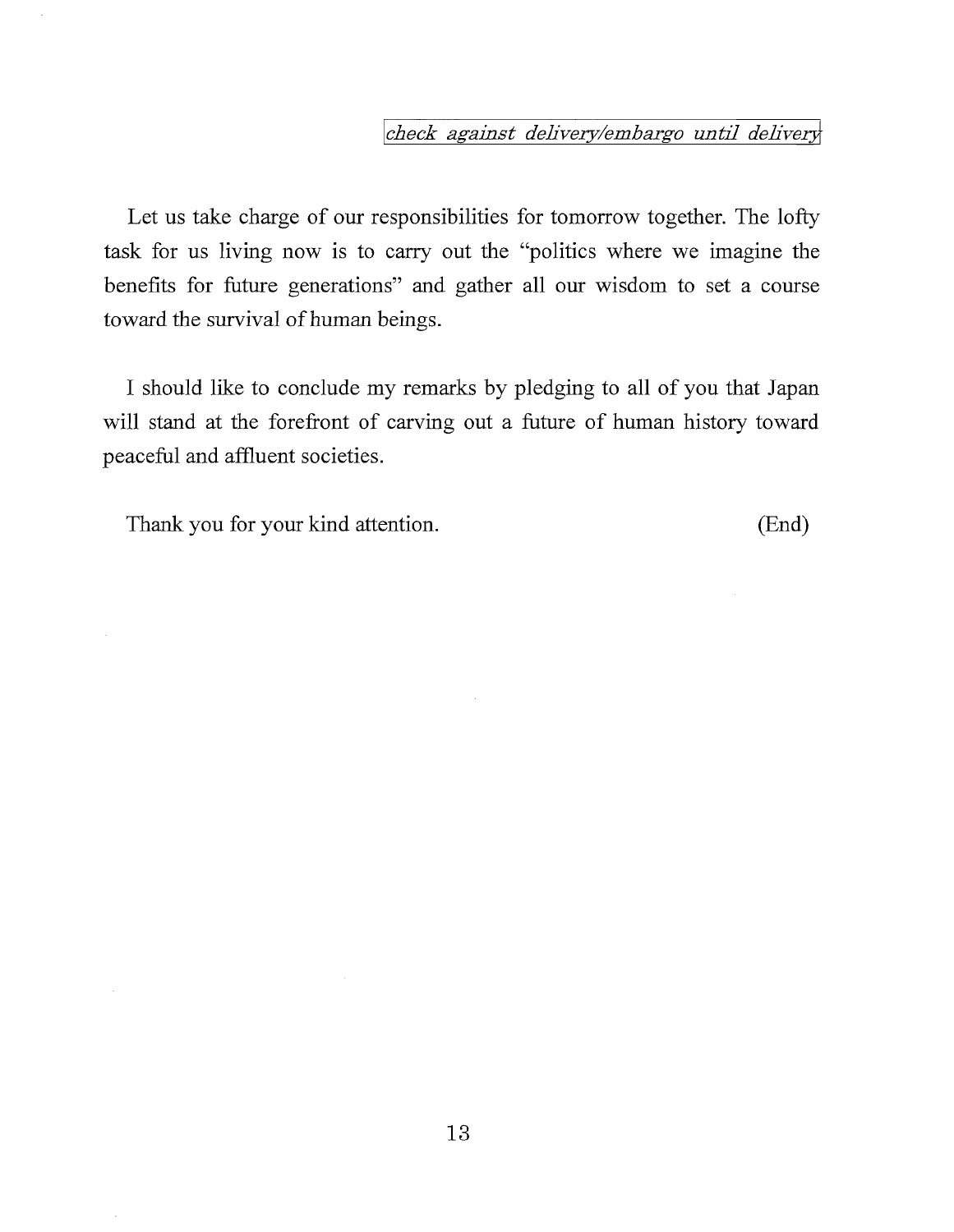*check against delivery/embargo until delivery*

Let us take charge of our responsibilities for tomorrow together. The lofty task for us living now is to carry out the "politics where we imagine the benefits for future generations" and gather all our wisdom to set a course toward the survival of human beings.

I should like to conclude my remarks by pledging to all of you that Japan will stand at the forefront of carving out a future of human history toward peaceful and affluent societies.

Thank you for your kind attention. (End)